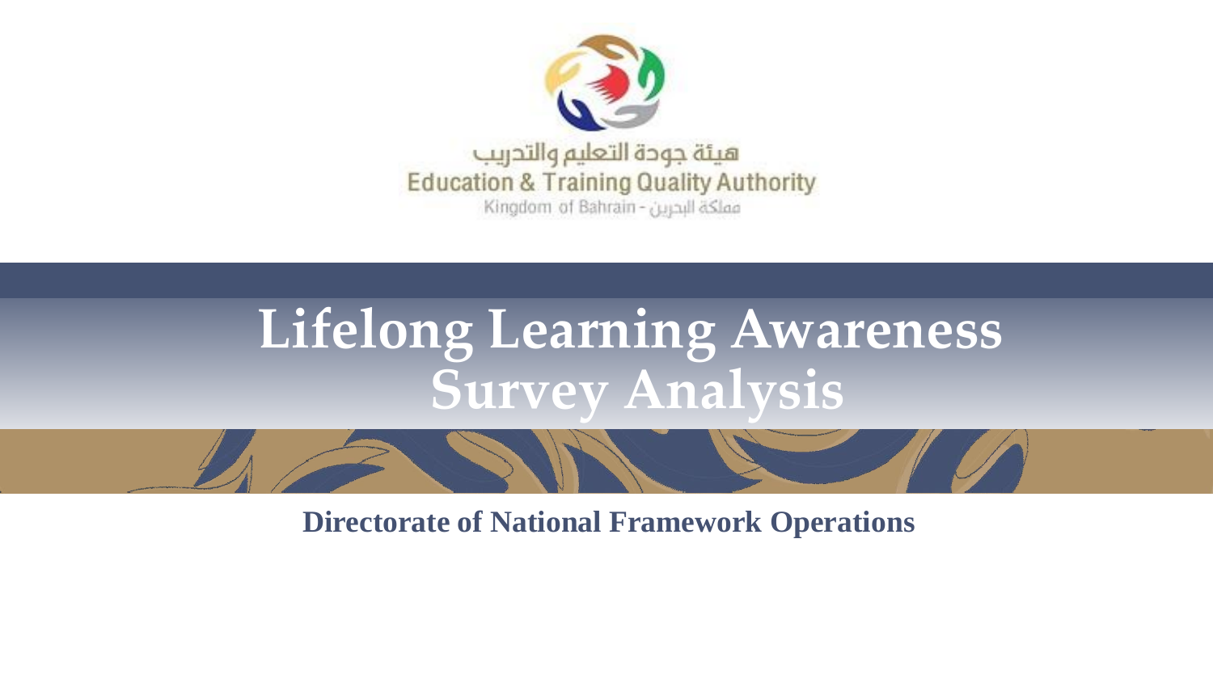هيئة جودة التعليم والتدريب

Education & Training Quality Authority

Kingdom of Bahrain - مملكة البحرين

# Lifelong Learning Awareness Survey Analysis

**Directorate of National Framework Operations**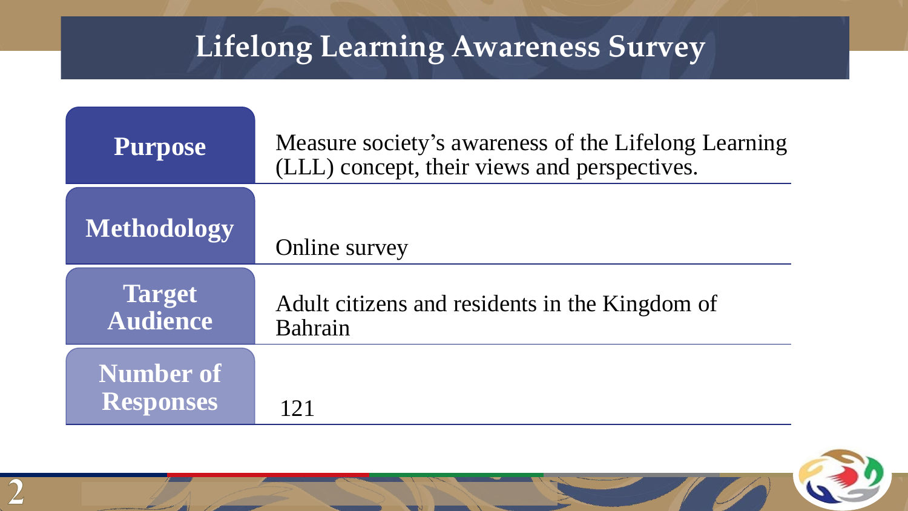# Lifelong Learning Awareness Survey

| | |
|---|---|
| **Purpose** | Measure society's awareness of the Lifelong Learning (LLL) concept, their views and perspectives. |
| **Methodology** | Online survey |
| **Target Audience** | Adult citizens and residents in the Kingdom of Bahrain |
| **Number of Responses** | 121 |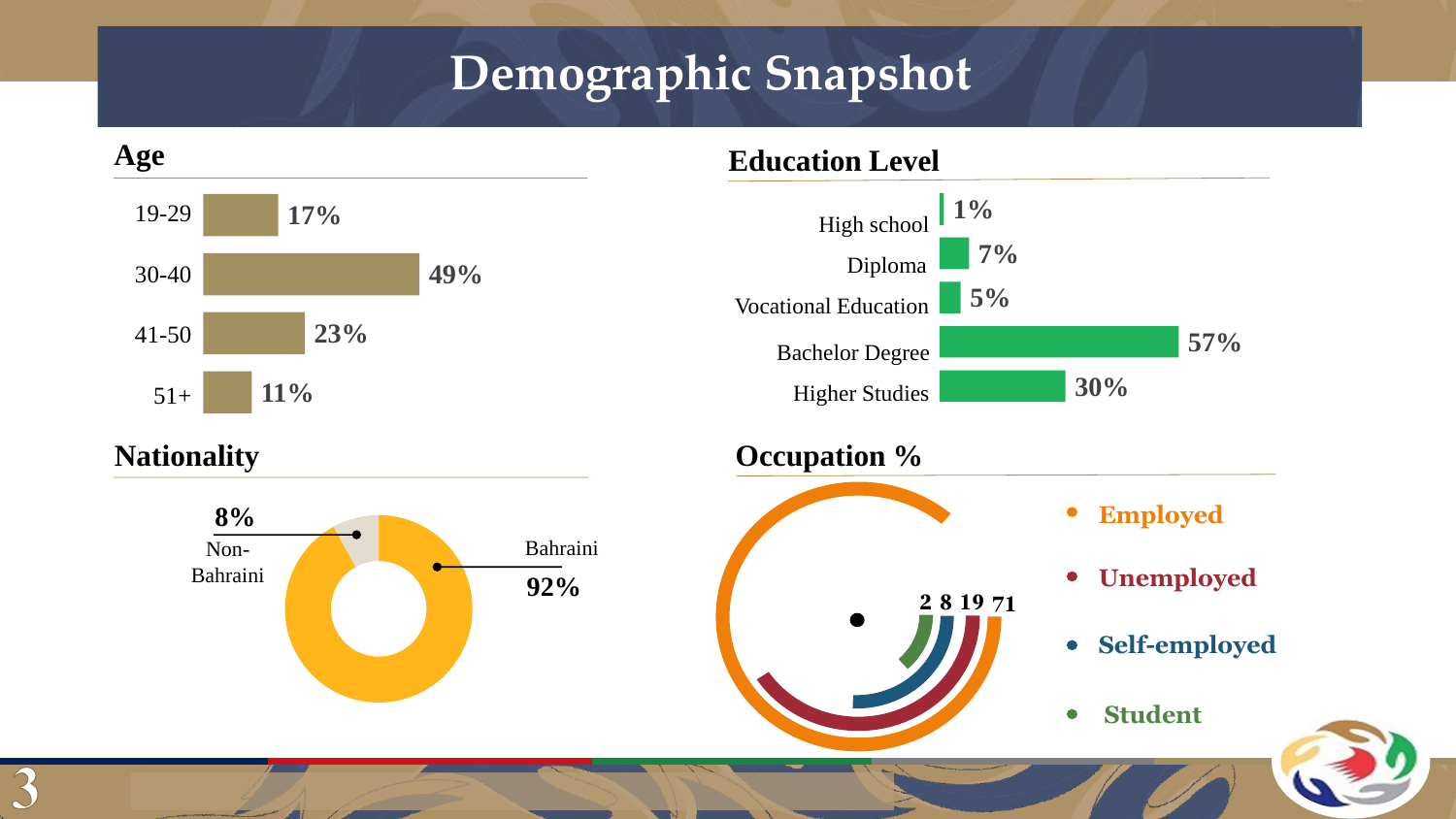# Demographic Snapshot

## Age

| Age | % |
|---|---|
| 19-29 | 17% |
| 30-40 | 49% |
| 41-50 | 23% |
| 51+ | 11% |

## Education Level

| Education Level | % |
|---|---|
| High school | 1% |
| Diploma | 7% |
| Vocational Education | 5% |
| Bachelor Degree | 57% |
| Higher Studies | 30% |

## Nationality

| Nationality | % |
|---|---|
| Non-Bahraini | 8% |
| Bahraini | 92% |

## Occupation %

| Occupation | % |
|---|---|
| Employed | 71 |
| Unemployed | 19 |
| Self-employed | 8 |
| Student | 2 |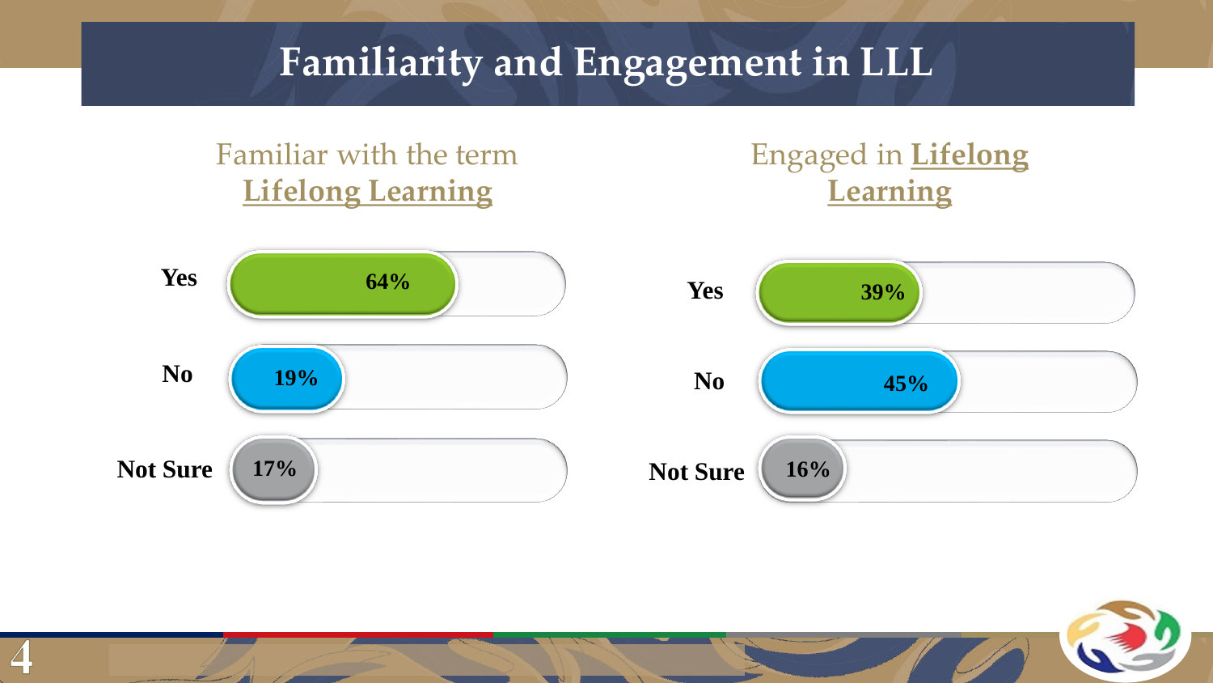# Familiarity and Engagement in LLL

## Familiar with the term **Lifelong Learning**

| Response | Percentage |
|---|---|
| Yes | 64% |
| No | 19% |
| Not Sure | 17% |

## Engaged in **Lifelong Learning**

| Response | Percentage |
|---|---|
| Yes | 39% |
| No | 45% |
| Not Sure | 16% |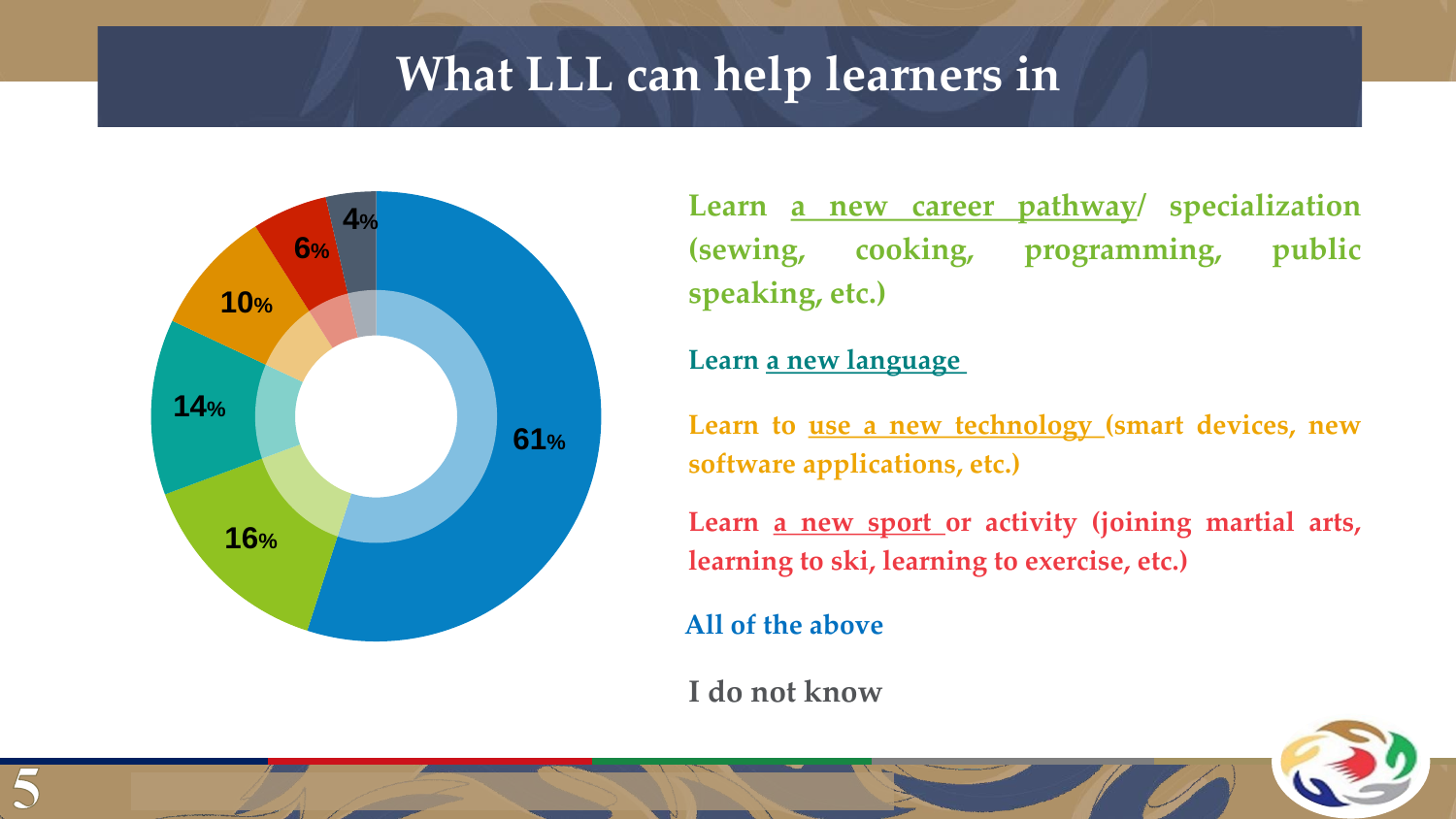# What LLL can help learners in

| Response | Percentage |
| --- | --- |
| Learn a new career pathway/ specialization (sewing, cooking, programming, public speaking, etc.) | 16% |
| Learn a new language | 14% |
| Learn to use a new technology (smart devices, new software applications, etc.) | 10% |
| Learn a new sport or activity (joining martial arts, learning to ski, learning to exercise, etc.) | 6% |
| All of the above | 61% |
| I do not know | 4% |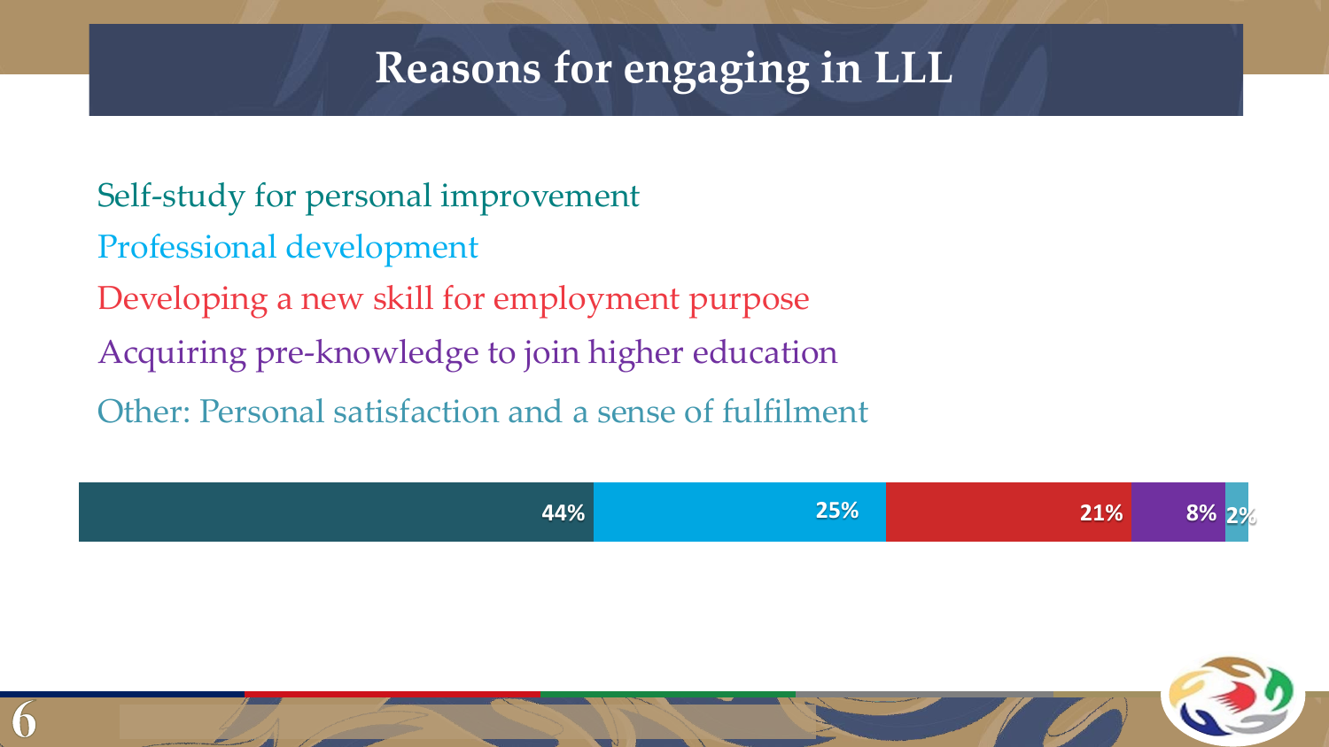# Reasons for engaging in LLL

Self-study for personal improvement

Professional development

Developing a new skill for employment purpose

Acquiring pre-knowledge to join higher education

Other: Personal satisfaction and a sense of fulfilment

| Self-study for personal improvement | Professional development | Developing a new skill for employment purpose | Acquiring pre-knowledge to join higher education | Other: Personal satisfaction and a sense of fulfilment |
| --- | --- | --- | --- | --- |
| 44% | 25% | 21% | 8% | 2% |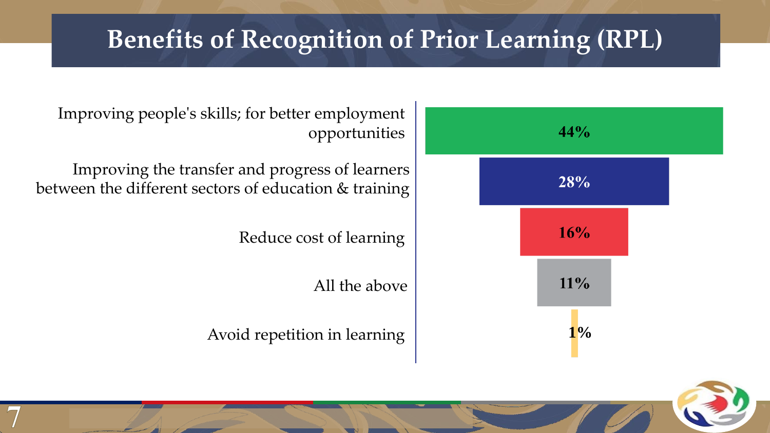# Benefits of Recognition of Prior Learning (RPL)

| Benefit | Percentage |
| --- | --- |
| Improving people's skills; for better employment opportunities | 44% |
| Improving the transfer and progress of learners between the different sectors of education & training | 28% |
| Reduce cost of learning | 16% |
| All the above | 11% |
| Avoid repetition in learning | 1% |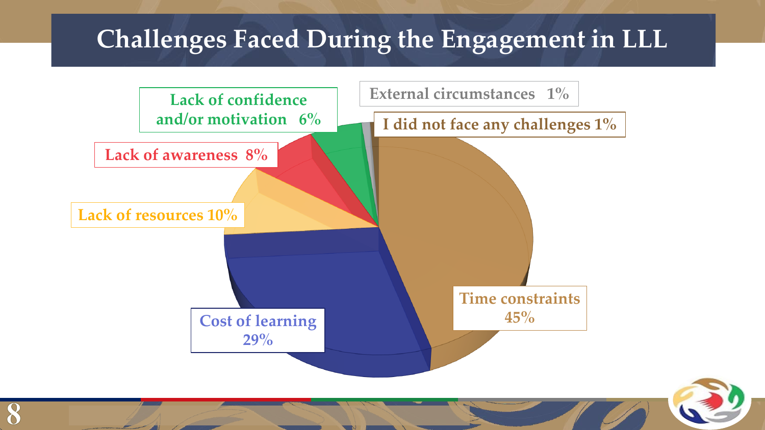# Challenges Faced During the Engagement in LLL

- Time constraints 45%
- Cost of learning 29%
- Lack of resources 10%
- Lack of awareness 8%
- Lack of confidence and/or motivation 6%
- External circumstances 1%
- I did not face any challenges 1%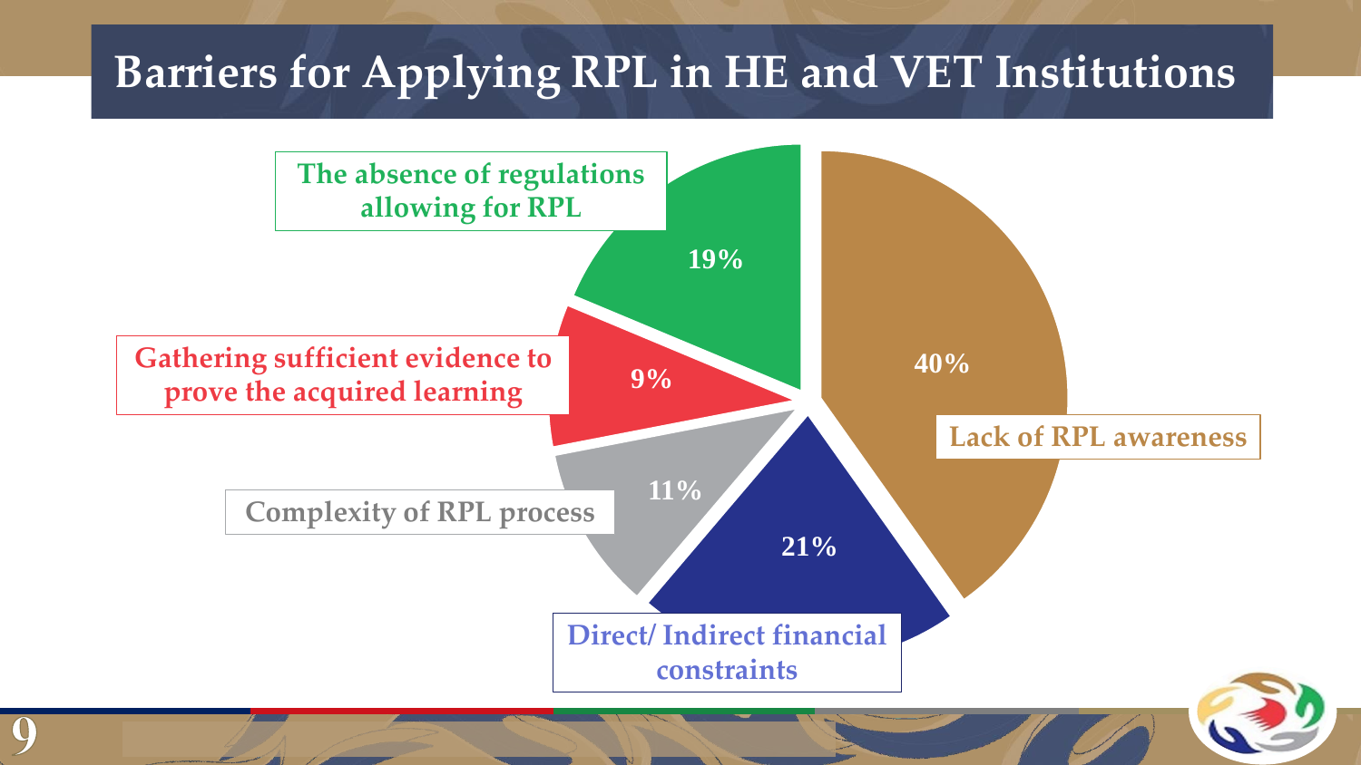# Barriers for Applying RPL in HE and VET Institutions

| Barrier | Percentage |
|---|---|
| Lack of RPL awareness | 40% |
| Direct/ Indirect financial constraints | 21% |
| The absence of regulations allowing for RPL | 19% |
| Complexity of RPL process | 11% |
| Gathering sufficient evidence to prove the acquired learning | 9% |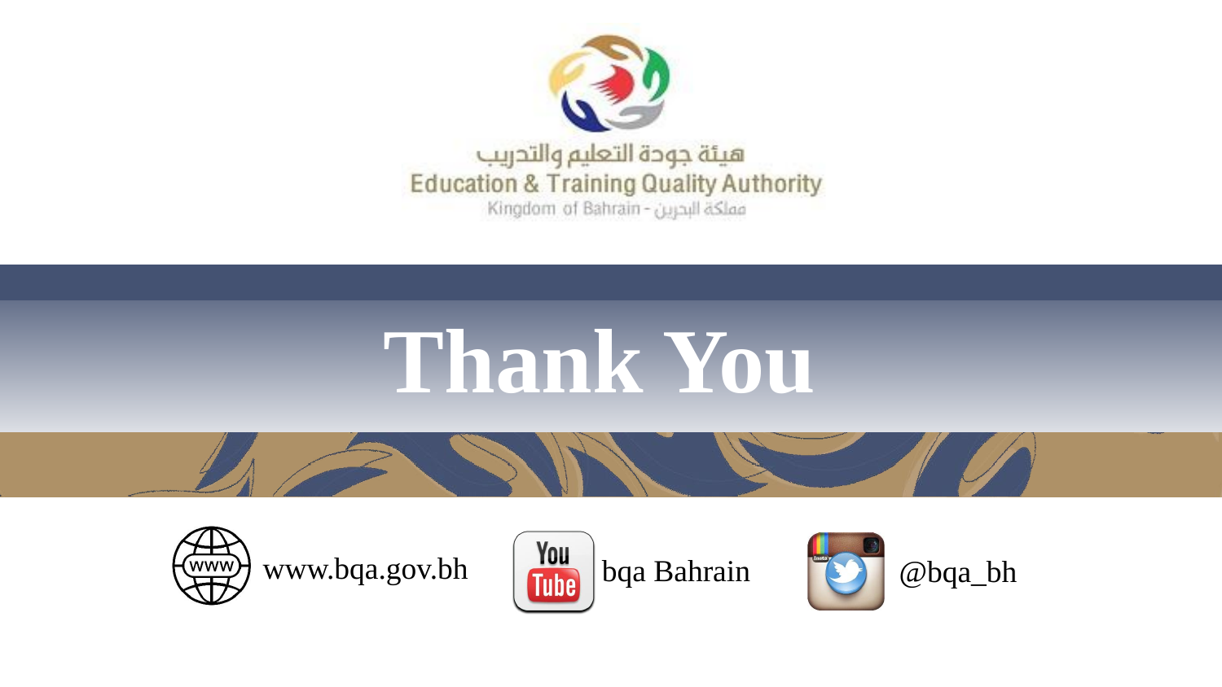هيئة جودة التعليم والتدريب

Education & Training Quality Authority

Kingdom of Bahrain - مملكة البحرين

# Thank You

www.bqa.gov.bh

bqa Bahrain

@bqa_bh